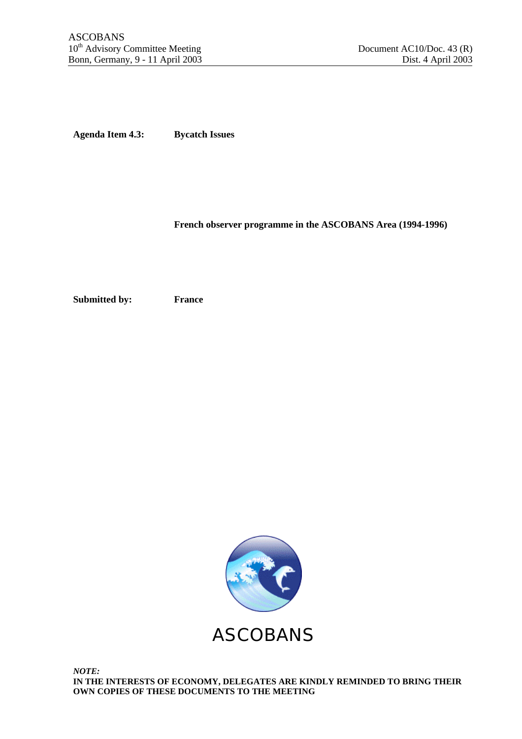ASCOBANS
10th Advisory Committee Meeting
Bonn, Germany, 9 - 11 April 2003

Document AC10/Doc. 43 (R)
Dist. 4 April 2003

**Agenda Item 4.3:** **Bycatch Issues**

**French observer programme in the ASCOBANS Area (1994-1996)**

**Submitted by:** **France**

ASCOBANS

***NOTE:***
**IN THE INTERESTS OF ECONOMY, DELEGATES ARE KINDLY REMINDED TO BRING THEIR OWN COPIES OF THESE DOCUMENTS TO THE MEETING**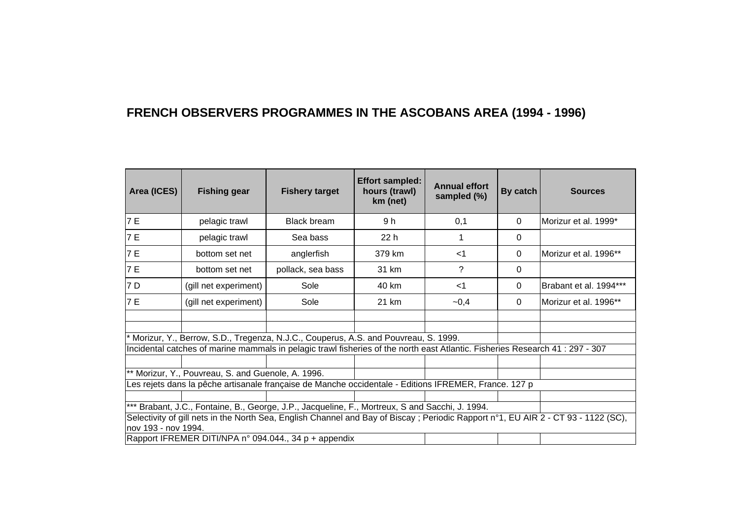## FRENCH OBSERVERS PROGRAMMES IN THE ASCOBANS AREA (1994 - 1996)

| Area (ICES) | Fishing gear | Fishery target | Effort sampled: hours (trawl) km (net) | Annual effort sampled (%) | By catch | Sources |
|---|---|---|---|---|---|---|
| 7 E | pelagic trawl | Black bream | 9 h | 0,1 | 0 | Morizur et al. 1999* |
| 7 E | pelagic trawl | Sea bass | 22 h | 1 | 0 | |
| 7 E | bottom set net | anglerfish | 379 km | <1 | 0 | Morizur et al. 1996** |
| 7 E | bottom set net | pollack, sea bass | 31 km | ? | 0 | |
| 7 D | (gill net experiment) | Sole | 40 km | <1 | 0 | Brabant et al. 1994*** |
| 7 E | (gill net experiment) | Sole | 21 km | ~0,4 | 0 | Morizur et al. 1996** |

* Morizur, Y., Berrow, S.D., Tregenza, N.J.C., Couperus, A.S. and Pouvreau, S. 1999.
Incidental catches of marine mammals in pelagic trawl fisheries of the north east Atlantic. Fisheries Research 41 : 297 - 307

** Morizur, Y., Pouvreau, S. and Guenole, A. 1996.
Les rejets dans la pêche artisanale française de Manche occidentale - Editions IFREMER, France. 127 p

*** Brabant, J.C., Fontaine, B., George, J.P., Jacqueline, F., Mortreux, S and Sacchi, J. 1994.
Selectivity of gill nets in the North Sea, English Channel and Bay of Biscay ; Periodic Rapport n°1, EU AIR 2 - CT 93 - 1122 (SC), nov 193 - nov 1994.
Rapport IFREMER DITI/NPA n° 094.044., 34 p + appendix